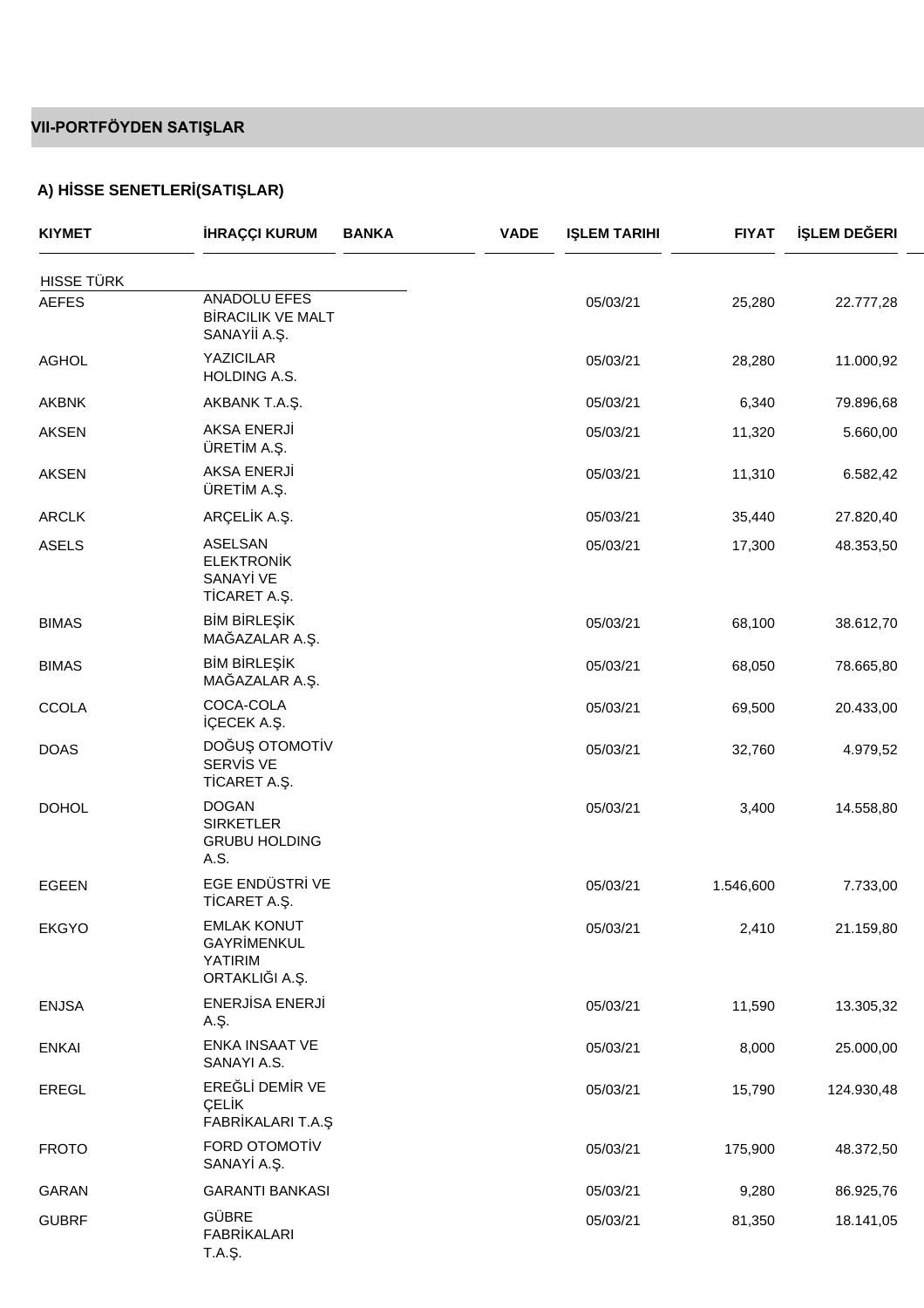## VII-PORTFÖYDEN SATIŞLAR

### A) HİSSE SENETLERİ(SATIŞLAR)

| KIYMET | İHRAÇÇI KURUM | BANKA | VADE | IŞLEM TARIHI | FIYAT | İŞLEM DEĞERI |
|---|---|---|---|---|---|---|
| HISSE TÜRK | | | | | | |
| AEFES | ANADOLU EFES BİRACILIK VE MALT SANAYİİ A.Ş. | | | 05/03/21 | 25,280 | 22.777,28 |
| AGHOL | YAZICILAR HOLDING A.S. | | | 05/03/21 | 28,280 | 11.000,92 |
| AKBNK | AKBANK T.A.Ş. | | | 05/03/21 | 6,340 | 79.896,68 |
| AKSEN | AKSA ENERJİ ÜRETİM A.Ş. | | | 05/03/21 | 11,320 | 5.660,00 |
| AKSEN | AKSA ENERJİ ÜRETİM A.Ş. | | | 05/03/21 | 11,310 | 6.582,42 |
| ARCLK | ARÇELİK A.Ş. | | | 05/03/21 | 35,440 | 27.820,40 |
| ASELS | ASELSAN ELEKTRONİK SANAYİ VE TİCARET A.Ş. | | | 05/03/21 | 17,300 | 48.353,50 |
| BIMAS | BİM BİRLEŞİK MAĞAZALAR A.Ş. | | | 05/03/21 | 68,100 | 38.612,70 |
| BIMAS | BİM BİRLEŞİK MAĞAZALAR A.Ş. | | | 05/03/21 | 68,050 | 78.665,80 |
| CCOLA | COCA-COLA İÇECEK A.Ş. | | | 05/03/21 | 69,500 | 20.433,00 |
| DOAS | DOĞUŞ OTOMOTİV SERVİS VE TİCARET A.Ş. | | | 05/03/21 | 32,760 | 4.979,52 |
| DOHOL | DOGAN SIRKETLER GRUBU HOLDING A.S. | | | 05/03/21 | 3,400 | 14.558,80 |
| EGEEN | EGE ENDÜSTRİ VE TİCARET A.Ş. | | | 05/03/21 | 1.546,600 | 7.733,00 |
| EKGYO | EMLAK KONUT GAYRİMENKUL YATIRIM ORTAKLIĞI A.Ş. | | | 05/03/21 | 2,410 | 21.159,80 |
| ENJSA | ENERJİSA ENERJİ A.Ş. | | | 05/03/21 | 11,590 | 13.305,32 |
| ENKAI | ENKA INSAAT VE SANAYI A.S. | | | 05/03/21 | 8,000 | 25.000,00 |
| EREGL | EREĞLİ DEMİR VE ÇELİK FABRİKALARI T.A.Ş | | | 05/03/21 | 15,790 | 124.930,48 |
| FROTO | FORD OTOMOTİV SANAYİ A.Ş. | | | 05/03/21 | 175,900 | 48.372,50 |
| GARAN | GARANTI BANKASI | | | 05/03/21 | 9,280 | 86.925,76 |
| GUBRF | GÜBRE FABRİKALARI T.A.Ş. | | | 05/03/21 | 81,350 | 18.141,05 |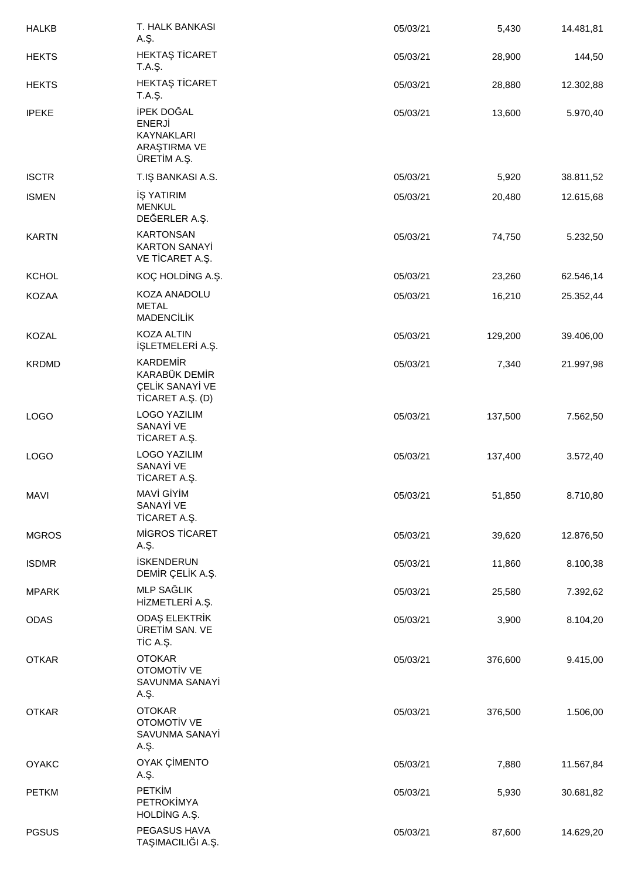| HALKB | T. HALK BANKASI A.Ş. | 05/03/21 | 5,430 | 14.481,81 |
|---|---|---|---|---|
| HEKTS | HEKTAŞ TİCARET T.A.Ş. | 05/03/21 | 28,900 | 144,50 |
| HEKTS | HEKTAŞ TİCARET T.A.Ş. | 05/03/21 | 28,880 | 12.302,88 |
| IPEKE | İPEK DOĞAL ENERJİ KAYNAKLARI ARAŞTIRMA VE ÜRETİM A.Ş. | 05/03/21 | 13,600 | 5.970,40 |
| ISCTR | T.IŞ BANKASI A.S. | 05/03/21 | 5,920 | 38.811,52 |
| ISMEN | İŞ YATIRIM MENKUL DEĞERLER A.Ş. | 05/03/21 | 20,480 | 12.615,68 |
| KARTN | KARTONSAN KARTON SANAYİ VE TİCARET A.Ş. | 05/03/21 | 74,750 | 5.232,50 |
| KCHOL | KOÇ HOLDİNG A.Ş. | 05/03/21 | 23,260 | 62.546,14 |
| KOZAA | KOZA ANADOLU METAL MADENCİLİK | 05/03/21 | 16,210 | 25.352,44 |
| KOZAL | KOZA ALTIN İŞLETMELERİ A.Ş. | 05/03/21 | 129,200 | 39.406,00 |
| KRDMD | KARDEMİR KARABÜK DEMİR ÇELİK SANAYİ VE TİCARET A.Ş. (D) | 05/03/21 | 7,340 | 21.997,98 |
| LOGO | LOGO YAZILIM SANAYİ VE TİCARET A.Ş. | 05/03/21 | 137,500 | 7.562,50 |
| LOGO | LOGO YAZILIM SANAYİ VE TİCARET A.Ş. | 05/03/21 | 137,400 | 3.572,40 |
| MAVI | MAVİ GİYİM SANAYİ VE TİCARET A.Ş. | 05/03/21 | 51,850 | 8.710,80 |
| MGROS | MİGROS TİCARET A.Ş. | 05/03/21 | 39,620 | 12.876,50 |
| ISDMR | İSKENDERUN DEMİR ÇELİK A.Ş. | 05/03/21 | 11,860 | 8.100,38 |
| MPARK | MLP SAĞLIK HİZMETLERİ A.Ş. | 05/03/21 | 25,580 | 7.392,62 |
| ODAS | ODAŞ ELEKTRİK ÜRETİM SAN. VE TİC A.Ş. | 05/03/21 | 3,900 | 8.104,20 |
| OTKAR | OTOKAR OTOMOTİV VE SAVUNMA SANAYİ A.Ş. | 05/03/21 | 376,600 | 9.415,00 |
| OTKAR | OTOKAR OTOMOTİV VE SAVUNMA SANAYİ A.Ş. | 05/03/21 | 376,500 | 1.506,00 |
| OYAKC | OYAK ÇİMENTO A.Ş. | 05/03/21 | 7,880 | 11.567,84 |
| PETKM | PETKİM PETROKİMYA HOLDİNG A.Ş. | 05/03/21 | 5,930 | 30.681,82 |
| PGSUS | PEGASUS HAVA TAŞIMACILIĞI A.Ş. | 05/03/21 | 87,600 | 14.629,20 |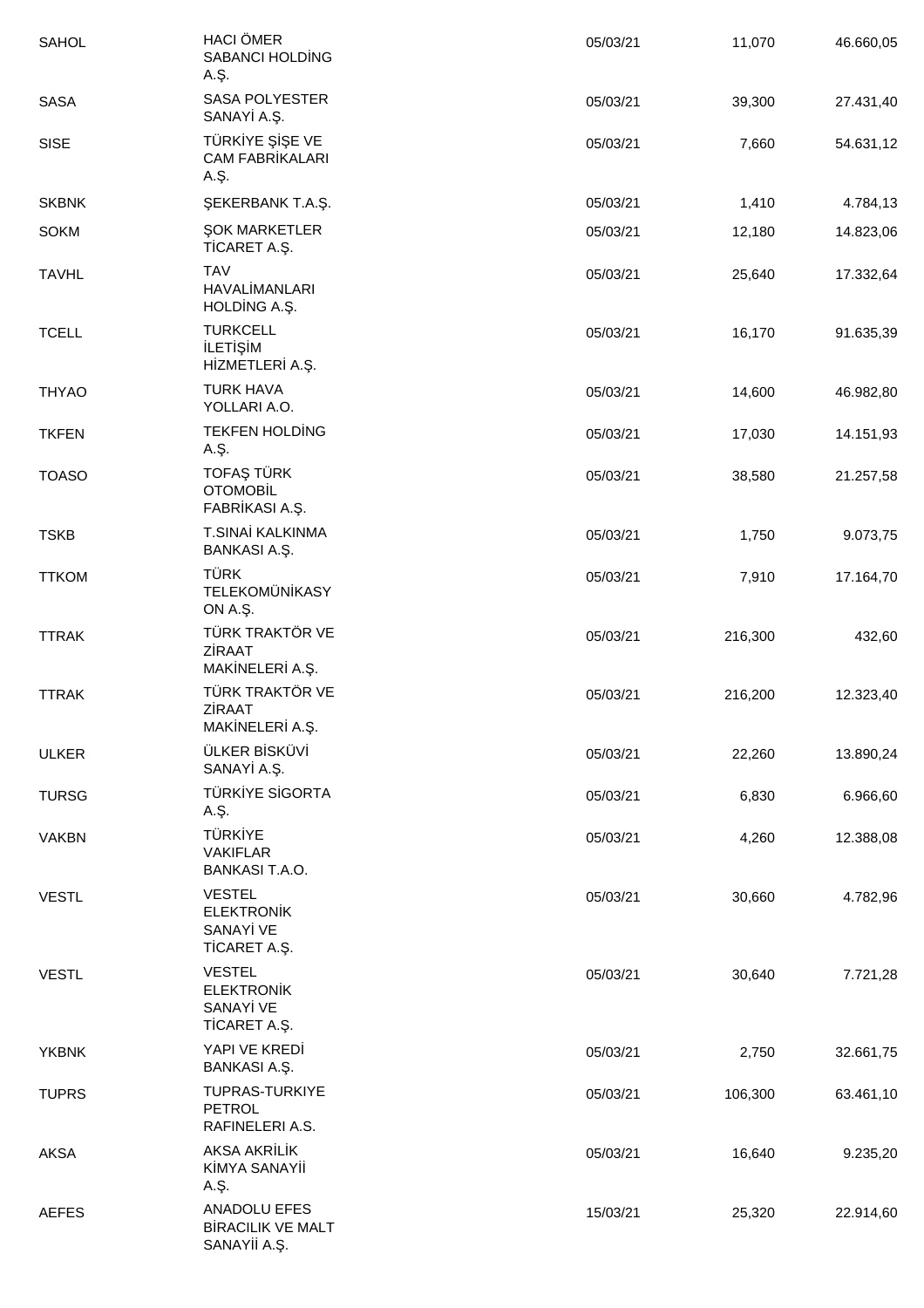| SAHOL | HACI ÖMER SABANCI HOLDİNG A.Ş. | 05/03/21 | 11,070 | 46.660,05 |
|---|---|---|---|---|
| SASA | SASA POLYESTER SANAYİ A.Ş. | 05/03/21 | 39,300 | 27.431,40 |
| SISE | TÜRKİYE ŞİŞE VE CAM FABRİKALARI A.Ş. | 05/03/21 | 7,660 | 54.631,12 |
| SKBNK | ŞEKERBANK T.A.Ş. | 05/03/21 | 1,410 | 4.784,13 |
| SOKM | ŞOK MARKETLER TİCARET A.Ş. | 05/03/21 | 12,180 | 14.823,06 |
| TAVHL | TAV HAVALİMANLARI HOLDİNG A.Ş. | 05/03/21 | 25,640 | 17.332,64 |
| TCELL | TURKCELL İLETİŞİM HİZMETLERİ A.Ş. | 05/03/21 | 16,170 | 91.635,39 |
| THYAO | TURK HAVA YOLLARI A.O. | 05/03/21 | 14,600 | 46.982,80 |
| TKFEN | TEKFEN HOLDİNG A.Ş. | 05/03/21 | 17,030 | 14.151,93 |
| TOASO | TOFAŞ TÜRK OTOMOBİL FABRİKASI A.Ş. | 05/03/21 | 38,580 | 21.257,58 |
| TSKB | T.SINAİ KALKINMA BANKASI A.Ş. | 05/03/21 | 1,750 | 9.073,75 |
| TTKOM | TÜRK TELEKOMÜNİKASYON A.Ş. | 05/03/21 | 7,910 | 17.164,70 |
| TTRAK | TÜRK TRAKTÖR VE ZİRAAT MAKİNELERİ A.Ş. | 05/03/21 | 216,300 | 432,60 |
| TTRAK | TÜRK TRAKTÖR VE ZİRAAT MAKİNELERİ A.Ş. | 05/03/21 | 216,200 | 12.323,40 |
| ULKER | ÜLKER BİSKÜVİ SANAYİ A.Ş. | 05/03/21 | 22,260 | 13.890,24 |
| TURSG | TÜRKİYE SİGORTA A.Ş. | 05/03/21 | 6,830 | 6.966,60 |
| VAKBN | TÜRKİYE VAKIFLAR BANKASI T.A.O. | 05/03/21 | 4,260 | 12.388,08 |
| VESTL | VESTEL ELEKTRONİK SANAYİ VE TİCARET A.Ş. | 05/03/21 | 30,660 | 4.782,96 |
| VESTL | VESTEL ELEKTRONİK SANAYİ VE TİCARET A.Ş. | 05/03/21 | 30,640 | 7.721,28 |
| YKBNK | YAPI VE KREDİ BANKASI A.Ş. | 05/03/21 | 2,750 | 32.661,75 |
| TUPRS | TUPRAS-TURKIYE PETROL RAFINELERI A.S. | 05/03/21 | 106,300 | 63.461,10 |
| AKSA | AKSA AKRİLİK KİMYA SANAYİİ A.Ş. | 05/03/21 | 16,640 | 9.235,20 |
| AEFES | ANADOLU EFES BİRACILIK VE MALT SANAYİİ A.Ş. | 15/03/21 | 25,320 | 22.914,60 |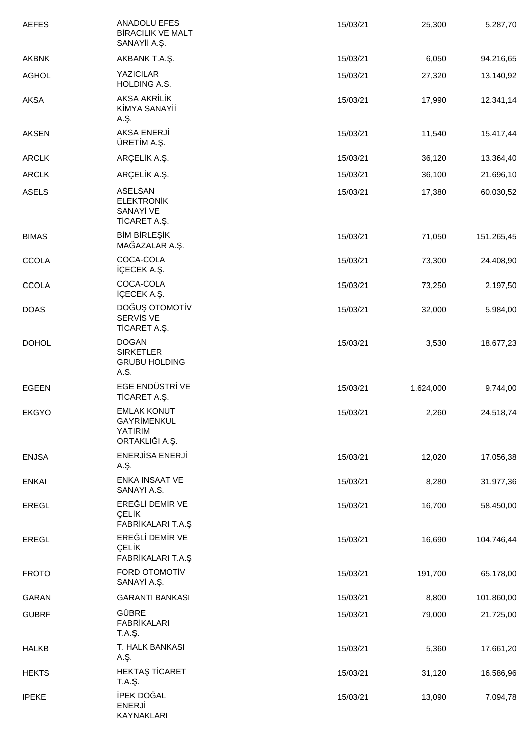| | | | | |
|---|---|---|---|---|
| AEFES | ANADOLU EFES BİRACILIK VE MALT SANAYİİ A.Ş. | 15/03/21 | 25,300 | 5.287,70 |
| AKBNK | AKBANK T.A.Ş. | 15/03/21 | 6,050 | 94.216,65 |
| AGHOL | YAZICILAR HOLDING A.S. | 15/03/21 | 27,320 | 13.140,92 |
| AKSA | AKSA AKRİLİK KİMYA SANAYİİ A.Ş. | 15/03/21 | 17,990 | 12.341,14 |
| AKSEN | AKSA ENERJİ ÜRETİM A.Ş. | 15/03/21 | 11,540 | 15.417,44 |
| ARCLK | ARÇELİK A.Ş. | 15/03/21 | 36,120 | 13.364,40 |
| ARCLK | ARÇELİK A.Ş. | 15/03/21 | 36,100 | 21.696,10 |
| ASELS | ASELSAN ELEKTRONİK SANAYİ VE TİCARET A.Ş. | 15/03/21 | 17,380 | 60.030,52 |
| BIMAS | BİM BİRLEŞİK MAĞAZALAR A.Ş. | 15/03/21 | 71,050 | 151.265,45 |
| CCOLA | COCA-COLA İÇECEK A.Ş. | 15/03/21 | 73,300 | 24.408,90 |
| CCOLA | COCA-COLA İÇECEK A.Ş. | 15/03/21 | 73,250 | 2.197,50 |
| DOAS | DOĞUŞ OTOMOTİV SERVİS VE TİCARET A.Ş. | 15/03/21 | 32,000 | 5.984,00 |
| DOHOL | DOGAN SIRKETLER GRUBU HOLDING A.S. | 15/03/21 | 3,530 | 18.677,23 |
| EGEEN | EGE ENDÜSTRİ VE TİCARET A.Ş. | 15/03/21 | 1.624,000 | 9.744,00 |
| EKGYO | EMLAK KONUT GAYRİMENKUL YATIRIM ORTAKLIĞI A.Ş. | 15/03/21 | 2,260 | 24.518,74 |
| ENJSA | ENERJİSA ENERJİ A.Ş. | 15/03/21 | 12,020 | 17.056,38 |
| ENKAI | ENKA INSAAT VE SANAYI A.S. | 15/03/21 | 8,280 | 31.977,36 |
| EREGL | EREĞLİ DEMİR VE ÇELİK FABRİKALARI T.A.Ş | 15/03/21 | 16,700 | 58.450,00 |
| EREGL | EREĞLİ DEMİR VE ÇELİK FABRİKALARI T.A.Ş | 15/03/21 | 16,690 | 104.746,44 |
| FROTO | FORD OTOMOTİV SANAYİ A.Ş. | 15/03/21 | 191,700 | 65.178,00 |
| GARAN | GARANTI BANKASI | 15/03/21 | 8,800 | 101.860,00 |
| GUBRF | GÜBRE FABRİKALARI T.A.Ş. | 15/03/21 | 79,000 | 21.725,00 |
| HALKB | T. HALK BANKASI A.Ş. | 15/03/21 | 5,360 | 17.661,20 |
| HEKTS | HEKTAŞ TİCARET T.A.Ş. | 15/03/21 | 31,120 | 16.586,96 |
| IPEKE | İPEK DOĞAL ENERJİ KAYNAKLARI | 15/03/21 | 13,090 | 7.094,78 |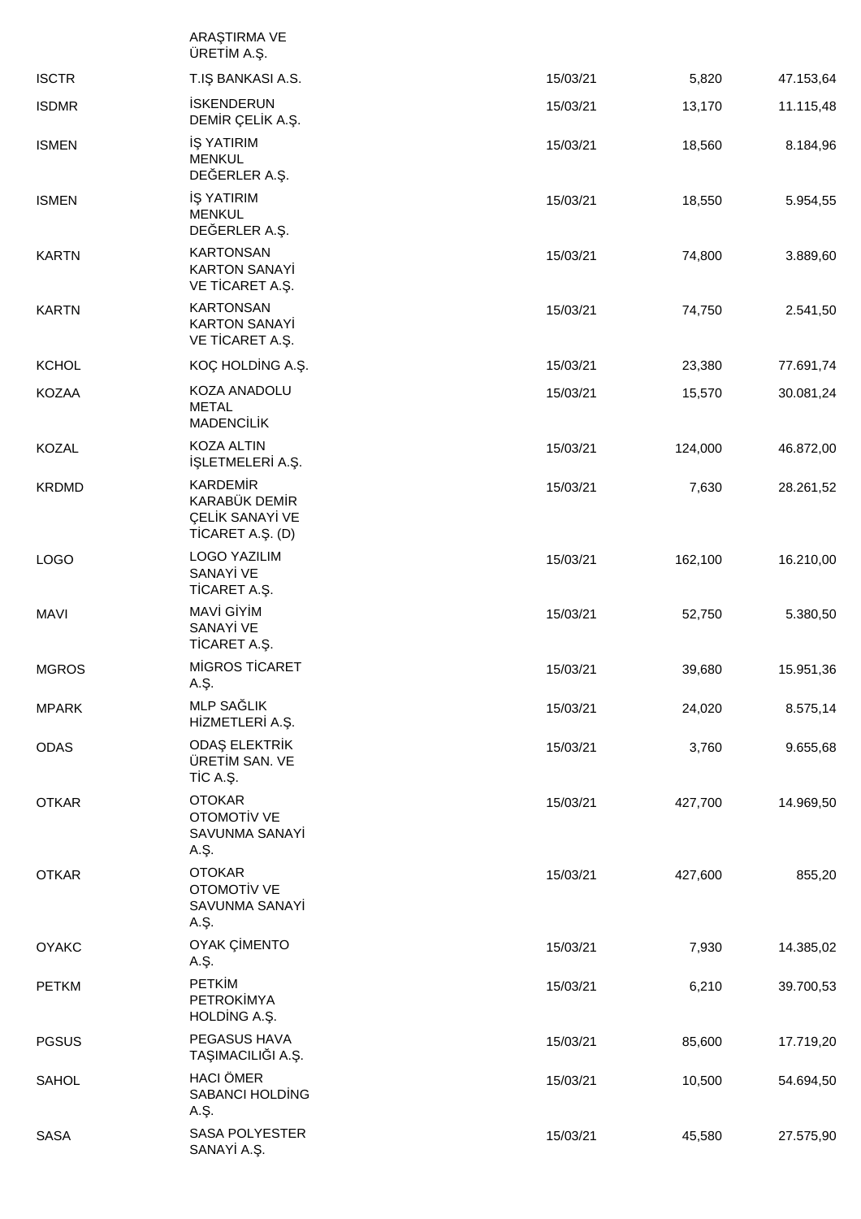| | | | | |
|---|---|---|---|---|
| | ARAŞTIRMA VE ÜRETİM A.Ş. | | | |
| ISCTR | T.IŞ BANKASI A.S. | 15/03/21 | 5,820 | 47.153,64 |
| ISDMR | İSKENDERUN DEMİR ÇELİK A.Ş. | 15/03/21 | 13,170 | 11.115,48 |
| ISMEN | İŞ YATIRIM MENKUL DEĞERLER A.Ş. | 15/03/21 | 18,560 | 8.184,96 |
| ISMEN | İŞ YATIRIM MENKUL DEĞERLER A.Ş. | 15/03/21 | 18,550 | 5.954,55 |
| KARTN | KARTONSAN KARTON SANAYİ VE TİCARET A.Ş. | 15/03/21 | 74,800 | 3.889,60 |
| KARTN | KARTONSAN KARTON SANAYİ VE TİCARET A.Ş. | 15/03/21 | 74,750 | 2.541,50 |
| KCHOL | KOÇ HOLDİNG A.Ş. | 15/03/21 | 23,380 | 77.691,74 |
| KOZAA | KOZA ANADOLU METAL MADENCİLİK | 15/03/21 | 15,570 | 30.081,24 |
| KOZAL | KOZA ALTIN İŞLETMELERİ A.Ş. | 15/03/21 | 124,000 | 46.872,00 |
| KRDMD | KARDEMİR KARABÜK DEMİR ÇELİK SANAYİ VE TİCARET A.Ş. (D) | 15/03/21 | 7,630 | 28.261,52 |
| LOGO | LOGO YAZILIM SANAYİ VE TİCARET A.Ş. | 15/03/21 | 162,100 | 16.210,00 |
| MAVI | MAVİ GİYİM SANAYİ VE TİCARET A.Ş. | 15/03/21 | 52,750 | 5.380,50 |
| MGROS | MİGROS TİCARET A.Ş. | 15/03/21 | 39,680 | 15.951,36 |
| MPARK | MLP SAĞLIK HİZMETLERİ A.Ş. | 15/03/21 | 24,020 | 8.575,14 |
| ODAS | ODAŞ ELEKTRİK ÜRETİM SAN. VE TİC A.Ş. | 15/03/21 | 3,760 | 9.655,68 |
| OTKAR | OTOKAR OTOMOTİV VE SAVUNMA SANAYİ A.Ş. | 15/03/21 | 427,700 | 14.969,50 |
| OTKAR | OTOKAR OTOMOTİV VE SAVUNMA SANAYİ A.Ş. | 15/03/21 | 427,600 | 855,20 |
| OYAKC | OYAK ÇİMENTO A.Ş. | 15/03/21 | 7,930 | 14.385,02 |
| PETKM | PETKİM PETROKİMYA HOLDİNG A.Ş. | 15/03/21 | 6,210 | 39.700,53 |
| PGSUS | PEGASUS HAVA TAŞIMACILIĞI A.Ş. | 15/03/21 | 85,600 | 17.719,20 |
| SAHOL | HACI ÖMER SABANCI HOLDİNG A.Ş. | 15/03/21 | 10,500 | 54.694,50 |
| SASA | SASA POLYESTER SANAYİ A.Ş. | 15/03/21 | 45,580 | 27.575,90 |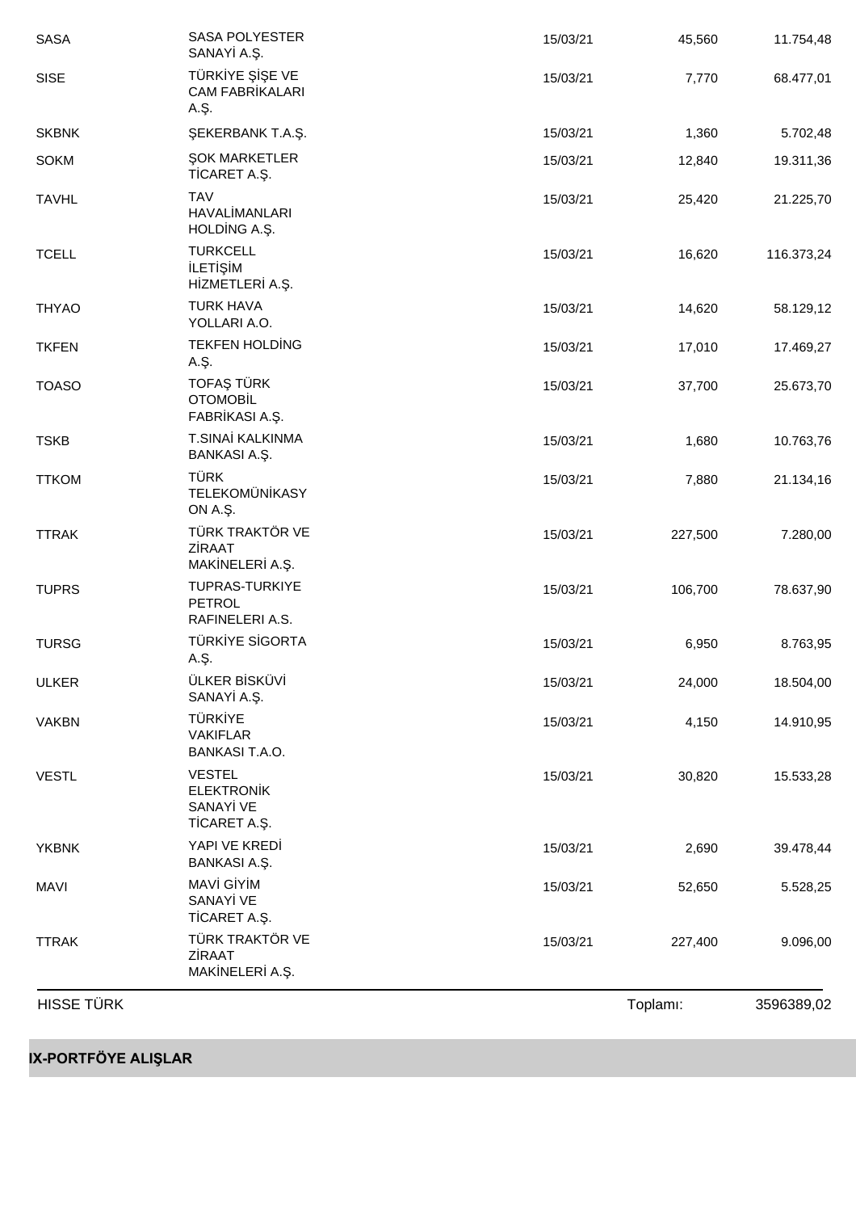| | | | | |
|---|---|---|---|---|
| SASA | SASA POLYESTER SANAYİ A.Ş. | 15/03/21 | 45,560 | 11.754,48 |
| SISE | TÜRKİYE ŞİŞE VE CAM FABRİKALARI A.Ş. | 15/03/21 | 7,770 | 68.477,01 |
| SKBNK | ŞEKERBANK T.A.Ş. | 15/03/21 | 1,360 | 5.702,48 |
| SOKM | ŞOK MARKETLER TİCARET A.Ş. | 15/03/21 | 12,840 | 19.311,36 |
| TAVHL | TAV HAVALİMANLARI HOLDİNG A.Ş. | 15/03/21 | 25,420 | 21.225,70 |
| TCELL | TURKCELL İLETİŞİM HİZMETLERİ A.Ş. | 15/03/21 | 16,620 | 116.373,24 |
| THYAO | TURK HAVA YOLLARI A.O. | 15/03/21 | 14,620 | 58.129,12 |
| TKFEN | TEKFEN HOLDİNG A.Ş. | 15/03/21 | 17,010 | 17.469,27 |
| TOASO | TOFAŞ TÜRK OTOMOBİL FABRİKASI A.Ş. | 15/03/21 | 37,700 | 25.673,70 |
| TSKB | T.SINAİ KALKINMA BANKASI A.Ş. | 15/03/21 | 1,680 | 10.763,76 |
| TTKOM | TÜRK TELEKOMÜNİKASYON A.Ş. | 15/03/21 | 7,880 | 21.134,16 |
| TTRAK | TÜRK TRAKTÖR VE ZİRAAT MAKİNELERİ A.Ş. | 15/03/21 | 227,500 | 7.280,00 |
| TUPRS | TUPRAS-TURKIYE PETROL RAFINELERI A.S. | 15/03/21 | 106,700 | 78.637,90 |
| TURSG | TÜRKİYE SİGORTA A.Ş. | 15/03/21 | 6,950 | 8.763,95 |
| ULKER | ÜLKER BİSKÜVİ SANAYİ A.Ş. | 15/03/21 | 24,000 | 18.504,00 |
| VAKBN | TÜRKİYE VAKIFLAR BANKASI T.A.O. | 15/03/21 | 4,150 | 14.910,95 |
| VESTL | VESTEL ELEKTRONİK SANAYİ VE TİCARET A.Ş. | 15/03/21 | 30,820 | 15.533,28 |
| YKBNK | YAPI VE KREDİ BANKASI A.Ş. | 15/03/21 | 2,690 | 39.478,44 |
| MAVI | MAVİ GİYİM SANAYİ VE TİCARET A.Ş. | 15/03/21 | 52,650 | 5.528,25 |
| TTRAK | TÜRK TRAKTÖR VE ZİRAAT MAKİNELERİ A.Ş. | 15/03/21 | 227,400 | 9.096,00 |
| HISSE TÜRK | | | Toplamı: | 3596389,02 |

## IX-PORTFÖYE ALIŞLAR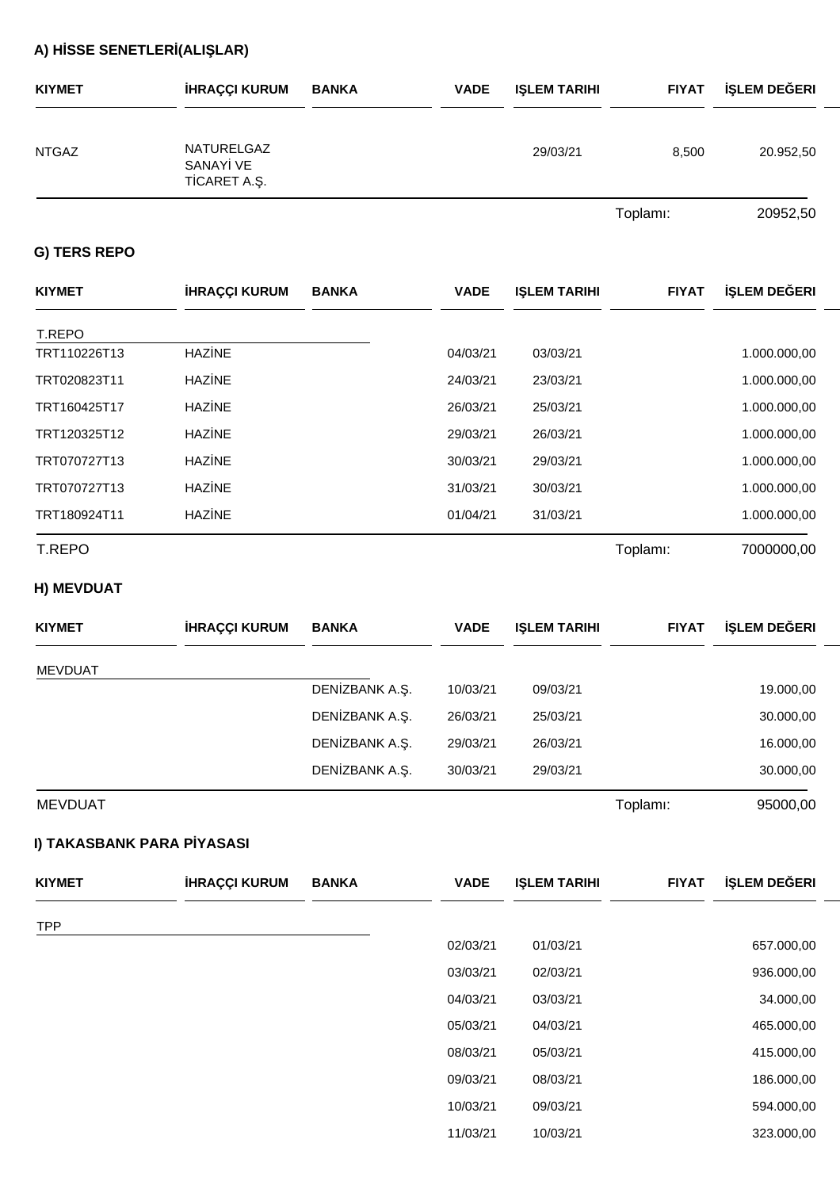### A) HİSSE SENETLERİ(ALIŞLAR)

| KIYMET | İHRAÇÇI KURUM | BANKA | VADE | IŞLEM TARIHI | FIYAT | İŞLEM DEĞERI |
|---|---|---|---|---|---|---|
| NTGAZ | NATURELGAZ SANAYİ VE TİCARET A.Ş. | | | 29/03/21 | 8,500 | 20.952,50 |
| | | | | | Toplamı: | 20952,50 |

### G) TERS REPO

| KIYMET | İHRAÇÇI KURUM | BANKA | VADE | IŞLEM TARIHI | FIYAT | İŞLEM DEĞERI |
|---|---|---|---|---|---|---|
| T.REPO | | | | | | |
| TRT110226T13 | HAZİNE | | 04/03/21 | 03/03/21 | | 1.000.000,00 |
| TRT020823T11 | HAZİNE | | 24/03/21 | 23/03/21 | | 1.000.000,00 |
| TRT160425T17 | HAZİNE | | 26/03/21 | 25/03/21 | | 1.000.000,00 |
| TRT120325T12 | HAZİNE | | 29/03/21 | 26/03/21 | | 1.000.000,00 |
| TRT070727T13 | HAZİNE | | 30/03/21 | 29/03/21 | | 1.000.000,00 |
| TRT070727T13 | HAZİNE | | 31/03/21 | 30/03/21 | | 1.000.000,00 |
| TRT180924T11 | HAZİNE | | 01/04/21 | 31/03/21 | | 1.000.000,00 |
| T.REPO | | | | | Toplamı: | 7000000,00 |

### H) MEVDUAT

| KIYMET | İHRAÇÇI KURUM | BANKA | VADE | IŞLEM TARIHI | FIYAT | İŞLEM DEĞERI |
|---|---|---|---|---|---|---|
| MEVDUAT | | | | | | |
| | | DENİZBANK A.Ş. | 10/03/21 | 09/03/21 | | 19.000,00 |
| | | DENİZBANK A.Ş. | 26/03/21 | 25/03/21 | | 30.000,00 |
| | | DENİZBANK A.Ş. | 29/03/21 | 26/03/21 | | 16.000,00 |
| | | DENİZBANK A.Ş. | 30/03/21 | 29/03/21 | | 30.000,00 |
| MEVDUAT | | | | | Toplamı: | 95000,00 |

### I) TAKASBANK PARA PİYASASI

| KIYMET | İHRAÇÇI KURUM | BANKA | VADE | IŞLEM TARIHI | FIYAT | İŞLEM DEĞERI |
|---|---|---|---|---|---|---|
| TPP | | | | | | |
| | | | 02/03/21 | 01/03/21 | | 657.000,00 |
| | | | 03/03/21 | 02/03/21 | | 936.000,00 |
| | | | 04/03/21 | 03/03/21 | | 34.000,00 |
| | | | 05/03/21 | 04/03/21 | | 465.000,00 |
| | | | 08/03/21 | 05/03/21 | | 415.000,00 |
| | | | 09/03/21 | 08/03/21 | | 186.000,00 |
| | | | 10/03/21 | 09/03/21 | | 594.000,00 |
| | | | 11/03/21 | 10/03/21 | | 323.000,00 |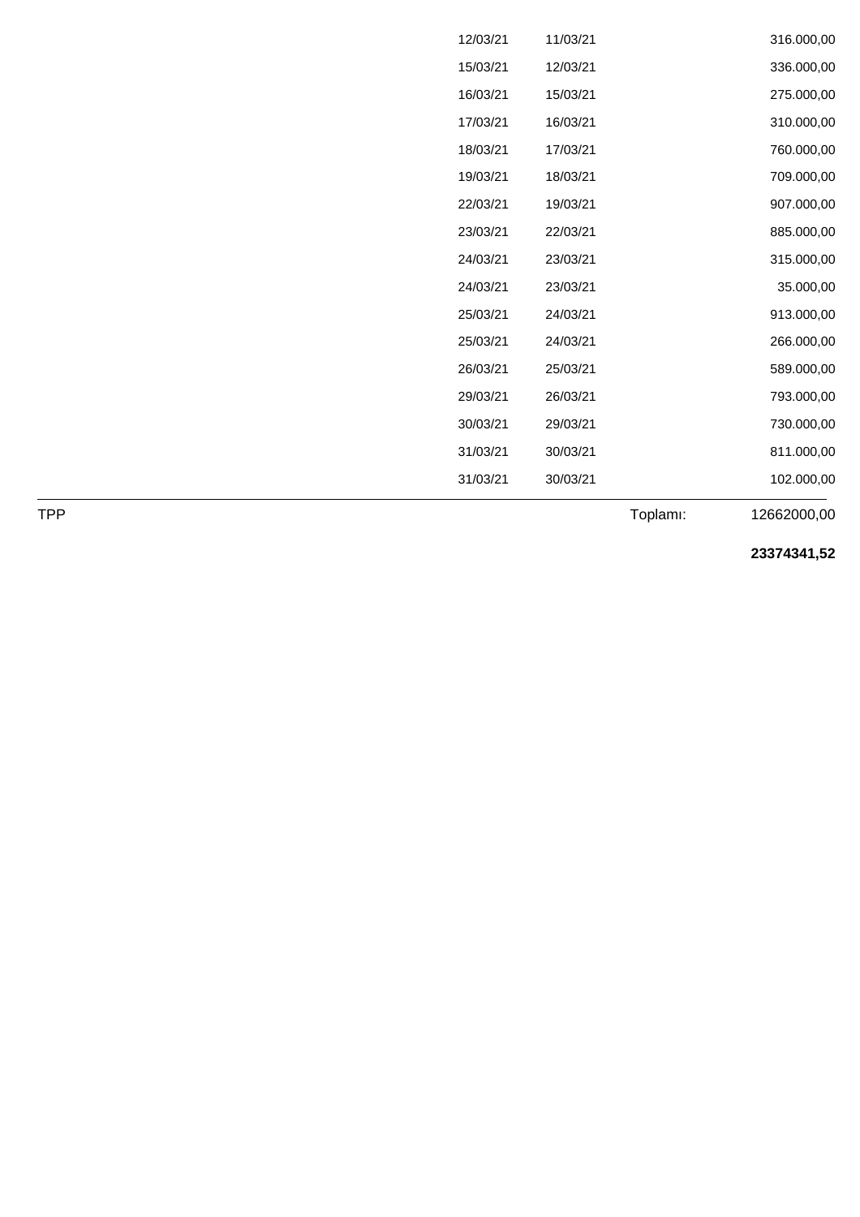| | | | |
|---|---|---|---|
| 12/03/21 | 11/03/21 | | 316.000,00 |
| 15/03/21 | 12/03/21 | | 336.000,00 |
| 16/03/21 | 15/03/21 | | 275.000,00 |
| 17/03/21 | 16/03/21 | | 310.000,00 |
| 18/03/21 | 17/03/21 | | 760.000,00 |
| 19/03/21 | 18/03/21 | | 709.000,00 |
| 22/03/21 | 19/03/21 | | 907.000,00 |
| 23/03/21 | 22/03/21 | | 885.000,00 |
| 24/03/21 | 23/03/21 | | 315.000,00 |
| 24/03/21 | 23/03/21 | | 35.000,00 |
| 25/03/21 | 24/03/21 | | 913.000,00 |
| 25/03/21 | 24/03/21 | | 266.000,00 |
| 26/03/21 | 25/03/21 | | 589.000,00 |
| 29/03/21 | 26/03/21 | | 793.000,00 |
| 30/03/21 | 29/03/21 | | 730.000,00 |
| 31/03/21 | 30/03/21 | | 811.000,00 |
| 31/03/21 | 30/03/21 | | 102.000,00 |

TPP — Toplamı: 12662000,00

**23374341,52**